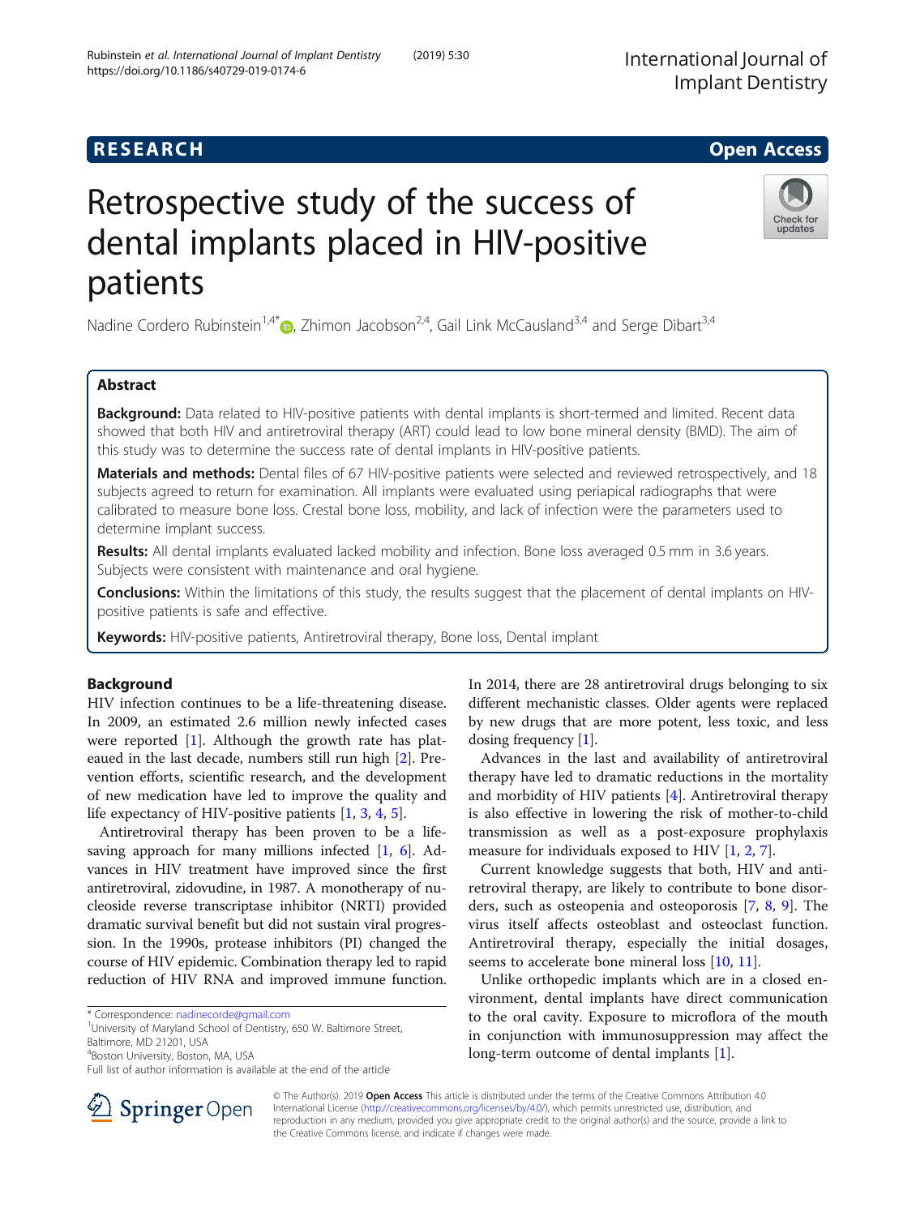RESEARCH

Open Access

# Retrospective study of the success of dental implants placed in HIV-positive patients

Nadine Cordero Rubinstein[1,4*], Zhimon Jacobson[2,4], Gail Link McCausland[3,4] and Serge Dibart[3,4]

## Abstract

**Background:** Data related to HIV-positive patients with dental implants is short-termed and limited. Recent data showed that both HIV and antiretroviral therapy (ART) could lead to low bone mineral density (BMD). The aim of this study was to determine the success rate of dental implants in HIV-positive patients.

**Materials and methods:** Dental files of 67 HIV-positive patients were selected and reviewed retrospectively, and 18 subjects agreed to return for examination. All implants were evaluated using periapical radiographs that were calibrated to measure bone loss. Crestal bone loss, mobility, and lack of infection were the parameters used to determine implant success.

**Results:** All dental implants evaluated lacked mobility and infection. Bone loss averaged 0.5 mm in 3.6 years. Subjects were consistent with maintenance and oral hygiene.

**Conclusions:** Within the limitations of this study, the results suggest that the placement of dental implants on HIV-positive patients is safe and effective.

**Keywords:** HIV-positive patients, Antiretroviral therapy, Bone loss, Dental implant

## Background

HIV infection continues to be a life-threatening disease. In 2009, an estimated 2.6 million newly infected cases were reported [1]. Although the growth rate has plateaued in the last decade, numbers still run high [2]. Prevention efforts, scientific research, and the development of new medication have led to improve the quality and life expectancy of HIV-positive patients [1, 3, 4, 5].

Antiretroviral therapy has been proven to be a life-saving approach for many millions infected [1, 6]. Advances in HIV treatment have improved since the first antiretroviral, zidovudine, in 1987. A monotherapy of nucleoside reverse transcriptase inhibitor (NRTI) provided dramatic survival benefit but did not sustain viral progression. In the 1990s, protease inhibitors (PI) changed the course of HIV epidemic. Combination therapy led to rapid reduction of HIV RNA and improved immune function. In 2014, there are 28 antiretroviral drugs belonging to six different mechanistic classes. Older agents were replaced by new drugs that are more potent, less toxic, and less dosing frequency [1].

Advances in the last and availability of antiretroviral therapy have led to dramatic reductions in the mortality and morbidity of HIV patients [4]. Antiretroviral therapy is also effective in lowering the risk of mother-to-child transmission as well as a post-exposure prophylaxis measure for individuals exposed to HIV [1, 2, 7].

Current knowledge suggests that both, HIV and antiretroviral therapy, are likely to contribute to bone disorders, such as osteopenia and osteoporosis [7, 8, 9]. The virus itself affects osteoblast and osteoclast function. Antiretroviral therapy, especially the initial dosages, seems to accelerate bone mineral loss [10, 11].

Unlike orthopedic implants which are in a closed environment, dental implants have direct communication to the oral cavity. Exposure to microflora of the mouth in conjunction with immunosuppression may affect the long-term outcome of dental implants [1].

\* Correspondence: nadinecorde@gmail.com
[1]University of Maryland School of Dentistry, 650 W. Baltimore Street, Baltimore, MD 21201, USA
[4]Boston University, Boston, MA, USA
Full list of author information is available at the end of the article

© The Author(s). 2019 **Open Access** This article is distributed under the terms of the Creative Commons Attribution 4.0 International License (http://creativecommons.org/licenses/by/4.0/), which permits unrestricted use, distribution, and reproduction in any medium, provided you give appropriate credit to the original author(s) and the source, provide a link to the Creative Commons license, and indicate if changes were made.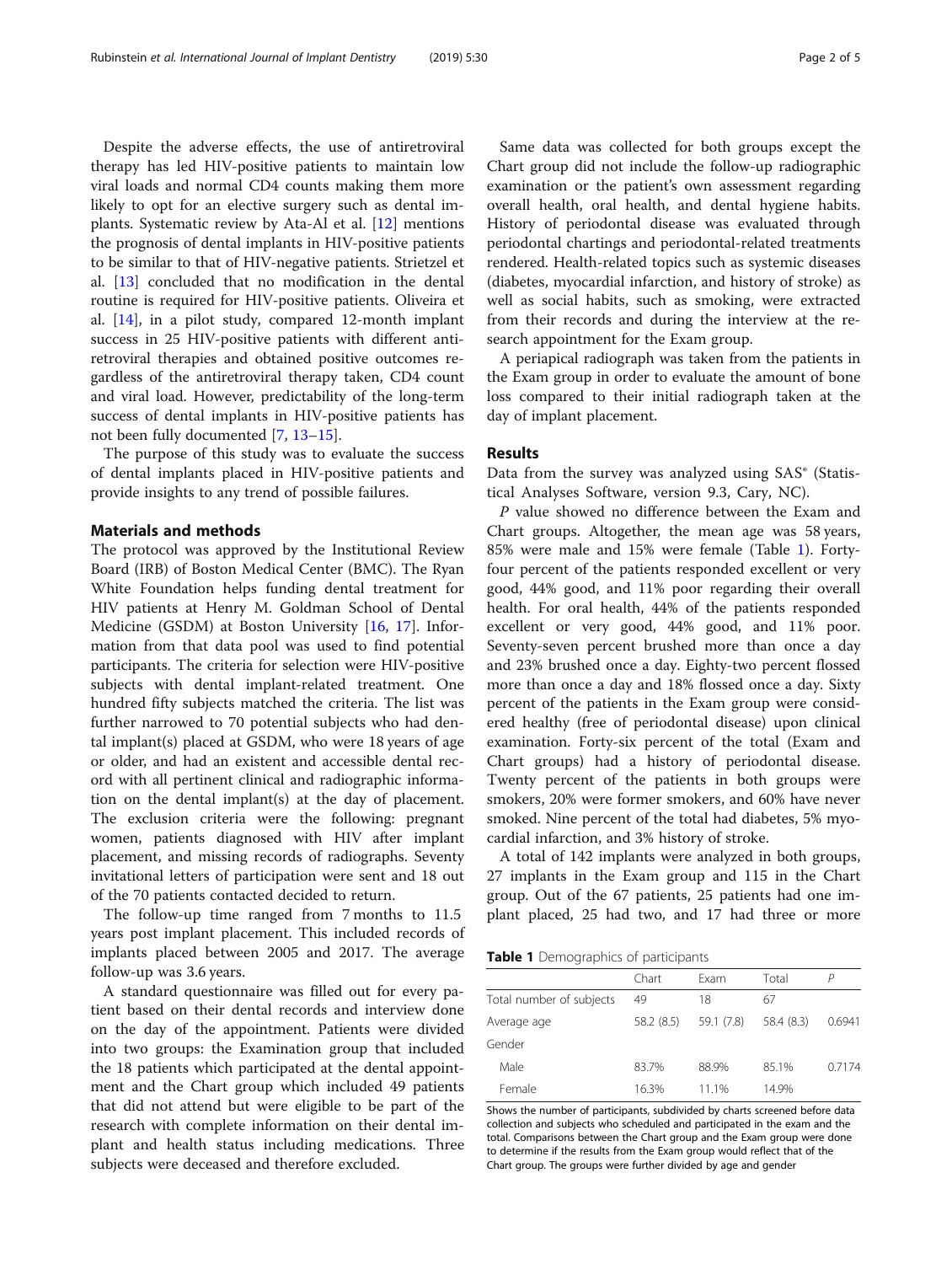Despite the adverse effects, the use of antiretroviral therapy has led HIV-positive patients to maintain low viral loads and normal CD4 counts making them more likely to opt for an elective surgery such as dental implants. Systematic review by Ata-Al et al. [12] mentions the prognosis of dental implants in HIV-positive patients to be similar to that of HIV-negative patients. Strietzel et al. [13] concluded that no modification in the dental routine is required for HIV-positive patients. Oliveira et al. [14], in a pilot study, compared 12-month implant success in 25 HIV-positive patients with different antiretroviral therapies and obtained positive outcomes regardless of the antiretroviral therapy taken, CD4 count and viral load. However, predictability of the long-term success of dental implants in HIV-positive patients has not been fully documented [7, 13–15].

The purpose of this study was to evaluate the success of dental implants placed in HIV-positive patients and provide insights to any trend of possible failures.

## Materials and methods

The protocol was approved by the Institutional Review Board (IRB) of Boston Medical Center (BMC). The Ryan White Foundation helps funding dental treatment for HIV patients at Henry M. Goldman School of Dental Medicine (GSDM) at Boston University [16, 17]. Information from that data pool was used to find potential participants. The criteria for selection were HIV-positive subjects with dental implant-related treatment. One hundred fifty subjects matched the criteria. The list was further narrowed to 70 potential subjects who had dental implant(s) placed at GSDM, who were 18 years of age or older, and had an existent and accessible dental record with all pertinent clinical and radiographic information on the dental implant(s) at the day of placement. The exclusion criteria were the following: pregnant women, patients diagnosed with HIV after implant placement, and missing records of radiographs. Seventy invitational letters of participation were sent and 18 out of the 70 patients contacted decided to return.

The follow-up time ranged from 7 months to 11.5 years post implant placement. This included records of implants placed between 2005 and 2017. The average follow-up was 3.6 years.

A standard questionnaire was filled out for every patient based on their dental records and interview done on the day of the appointment. Patients were divided into two groups: the Examination group that included the 18 patients which participated at the dental appointment and the Chart group which included 49 patients that did not attend but were eligible to be part of the research with complete information on their dental implant and health status including medications. Three subjects were deceased and therefore excluded.

Same data was collected for both groups except the Chart group did not include the follow-up radiographic examination or the patient's own assessment regarding overall health, oral health, and dental hygiene habits. History of periodontal disease was evaluated through periodontal chartings and periodontal-related treatments rendered. Health-related topics such as systemic diseases (diabetes, myocardial infarction, and history of stroke) as well as social habits, such as smoking, were extracted from their records and during the interview at the research appointment for the Exam group.

A periapical radiograph was taken from the patients in the Exam group in order to evaluate the amount of bone loss compared to their initial radiograph taken at the day of implant placement.

## Results

Data from the survey was analyzed using SAS® (Statistical Analyses Software, version 9.3, Cary, NC).

*P* value showed no difference between the Exam and Chart groups. Altogether, the mean age was 58 years, 85% were male and 15% were female (Table 1). Forty-four percent of the patients responded excellent or very good, 44% good, and 11% poor regarding their overall health. For oral health, 44% of the patients responded excellent or very good, 44% good, and 11% poor. Seventy-seven percent brushed more than once a day and 23% brushed once a day. Eighty-two percent flossed more than once a day and 18% flossed once a day. Sixty percent of the patients in the Exam group were considered healthy (free of periodontal disease) upon clinical examination. Forty-six percent of the total (Exam and Chart groups) had a history of periodontal disease. Twenty percent of the patients in both groups were smokers, 20% were former smokers, and 60% have never smoked. Nine percent of the total had diabetes, 5% myocardial infarction, and 3% history of stroke.

A total of 142 implants were analyzed in both groups, 27 implants in the Exam group and 115 in the Chart group. Out of the 67 patients, 25 patients had one implant placed, 25 had two, and 17 had three or more

**Table 1** Demographics of participants

| | Chart | Exam | Total | *P* |
|---|---|---|---|---|
| Total number of subjects | 49 | 18 | 67 | |
| Average age | 58.2 (8.5) | 59.1 (7.8) | 58.4 (8.3) | 0.6941 |
| Gender | | | | |
| Male | 83.7% | 88.9% | 85.1% | 0.7174 |
| Female | 16.3% | 11.1% | 14.9% | |

Shows the number of participants, subdivided by charts screened before data collection and subjects who scheduled and participated in the exam and the total. Comparisons between the Chart group and the Exam group were done to determine if the results from the Exam group would reflect that of the Chart group. The groups were further divided by age and gender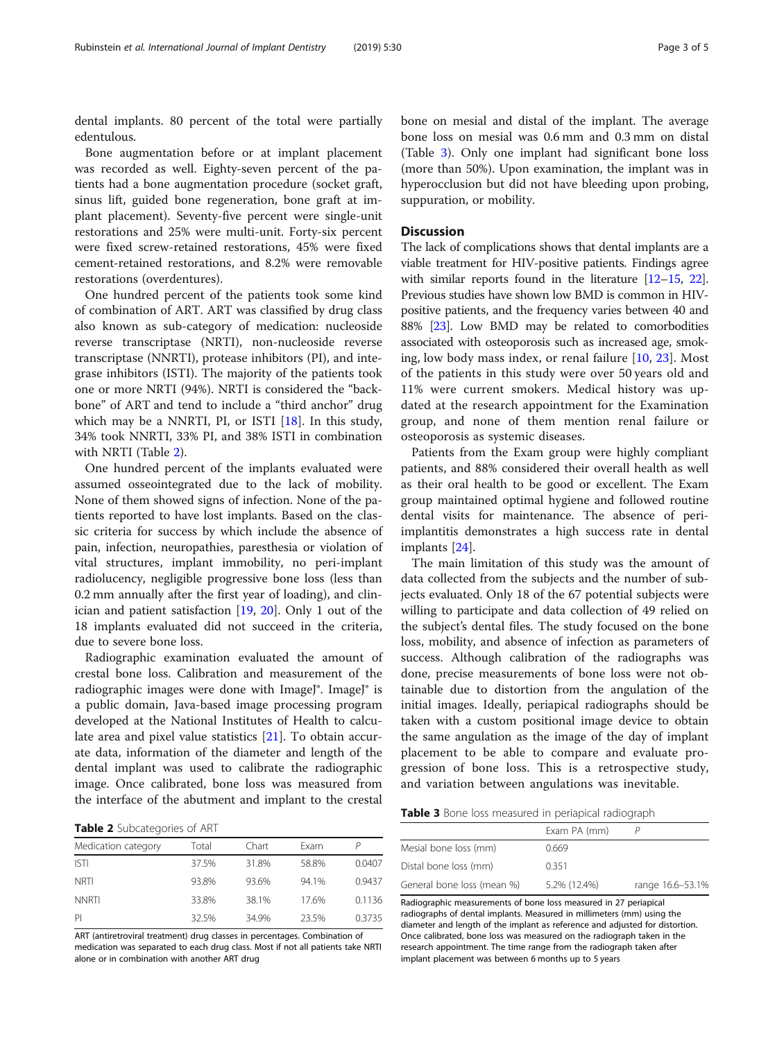dental implants. 80 percent of the total were partially edentulous.

Bone augmentation before or at implant placement was recorded as well. Eighty-seven percent of the patients had a bone augmentation procedure (socket graft, sinus lift, guided bone regeneration, bone graft at implant placement). Seventy-five percent were single-unit restorations and 25% were multi-unit. Forty-six percent were fixed screw-retained restorations, 45% were fixed cement-retained restorations, and 8.2% were removable restorations (overdentures).

One hundred percent of the patients took some kind of combination of ART. ART was classified by drug class also known as sub-category of medication: nucleoside reverse transcriptase (NRTI), non-nucleoside reverse transcriptase (NNRTI), protease inhibitors (PI), and integrase inhibitors (ISTI). The majority of the patients took one or more NRTI (94%). NRTI is considered the "backbone" of ART and tend to include a "third anchor" drug which may be a NNRTI, PI, or ISTI [18]. In this study, 34% took NNRTI, 33% PI, and 38% ISTI in combination with NRTI (Table 2).

One hundred percent of the implants evaluated were assumed osseointegrated due to the lack of mobility. None of them showed signs of infection. None of the patients reported to have lost implants. Based on the classic criteria for success by which include the absence of pain, infection, neuropathies, paresthesia or violation of vital structures, implant immobility, no peri-implant radiolucency, negligible progressive bone loss (less than 0.2 mm annually after the first year of loading), and clinician and patient satisfaction [19, 20]. Only 1 out of the 18 implants evaluated did not succeed in the criteria, due to severe bone loss.

Radiographic examination evaluated the amount of crestal bone loss. Calibration and measurement of the radiographic images were done with ImageJ®. ImageJ® is a public domain, Java-based image processing program developed at the National Institutes of Health to calculate area and pixel value statistics [21]. To obtain accurate data, information of the diameter and length of the dental implant was used to calibrate the radiographic image. Once calibrated, bone loss was measured from the interface of the abutment and implant to the crestal bone on mesial and distal of the implant. The average bone loss on mesial was 0.6 mm and 0.3 mm on distal (Table 3). Only one implant had significant bone loss (more than 50%). Upon examination, the implant was in hyperocclusion but did not have bleeding upon probing, suppuration, or mobility.

**Table 2** Subcategories of ART

| Medication category | Total | Chart | Exam | P |
|---|---|---|---|---|
| ISTI | 37.5% | 31.8% | 58.8% | 0.0407 |
| NRTI | 93.8% | 93.6% | 94.1% | 0.9437 |
| NNRTI | 33.8% | 38.1% | 17.6% | 0.1136 |
| PI | 32.5% | 34.9% | 23.5% | 0.3735 |

ART (antiretroviral treatment) drug classes in percentages. Combination of medication was separated to each drug class. Most if not all patients take NRTI alone or in combination with another ART drug

## Discussion

The lack of complications shows that dental implants are a viable treatment for HIV-positive patients. Findings agree with similar reports found in the literature [12–15, 22]. Previous studies have shown low BMD is common in HIV-positive patients, and the frequency varies between 40 and 88% [23]. Low BMD may be related to comorbodities associated with osteoporosis such as increased age, smoking, low body mass index, or renal failure [10, 23]. Most of the patients in this study were over 50 years old and 11% were current smokers. Medical history was updated at the research appointment for the Exam group, and none of them mention renal failure or osteoporosis as systemic diseases.

Patients from the Exam group were highly compliant patients, and 88% considered their overall health as well as their oral health to be good or excellent. The Exam group maintained optimal hygiene and followed routine dental visits for maintenance. The absence of peri-implantitis demonstrates a high success rate in dental implants [24].

The main limitation of this study was the amount of data collected from the subjects and the number of subjects evaluated. Only 18 of the 67 potential subjects were willing to participate and data collection of 49 relied on the subject's dental files. The study focused on the bone loss, mobility, and absence of infection as parameters of success. Although calibration of the radiographs was done, precise measurements of bone loss were not obtainable due to distortion from the angulation of the initial images. Ideally, periapical radiographs should be taken with a custom positional image device to obtain the same angulation as the image of the day of implant placement to be able to compare and evaluate progression of bone loss. This is a retrospective study, and variation between angulations was inevitable.

**Table 3** Bone loss measured in periapical radiograph

| | Exam PA (mm) | P |
|---|---|---|
| Mesial bone loss (mm) | 0.669 | |
| Distal bone loss (mm) | 0.351 | |
| General bone loss (mean %) | 5.2% (12.4%) | range 16.6–53.1% |

Radiographic measurements of bone loss measured in 27 periapical radiographs of dental implants. Measured in millimeters (mm) using the diameter and length of the implant as reference and adjusted for distortion. Once calibrated, bone loss was measured on the radiograph taken in the research appointment. The time range from the radiograph taken after implant placement was between 6 months up to 5 years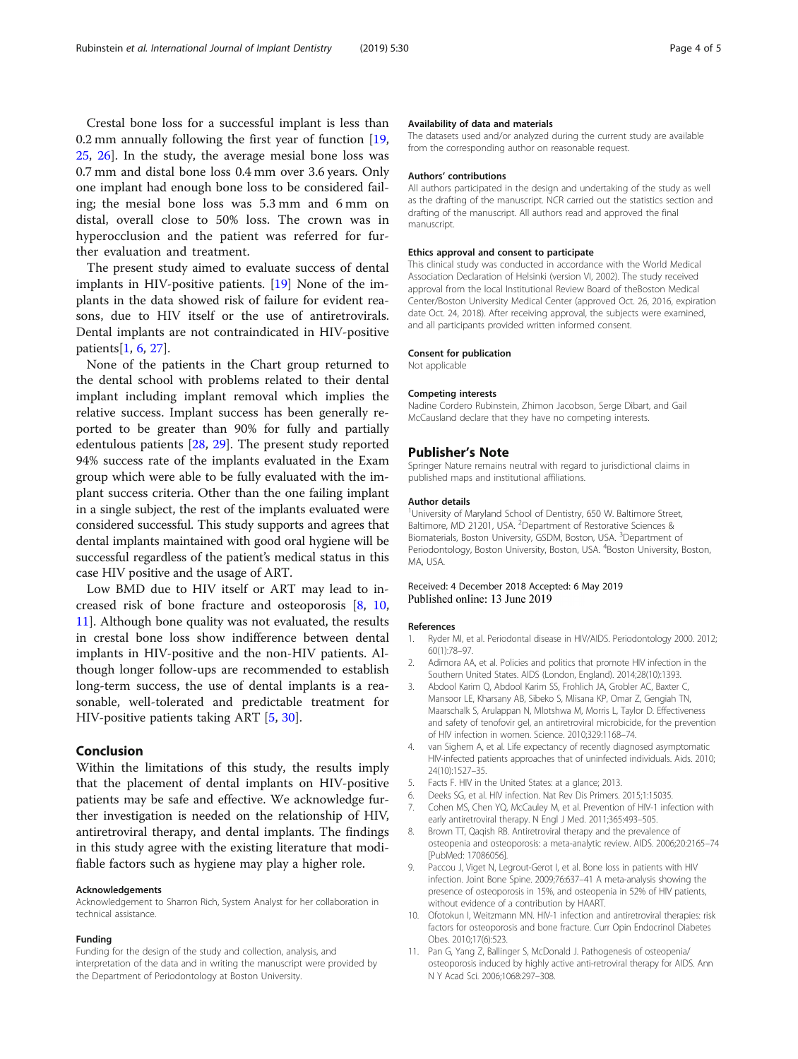Crestal bone loss for a successful implant is less than 0.2 mm annually following the first year of function [19, 25, 26]. In the study, the average mesial bone loss was 0.7 mm and distal bone loss 0.4 mm over 3.6 years. Only one implant had enough bone loss to be considered failing; the mesial bone loss was 5.3 mm and 6 mm on distal, overall close to 50% loss. The crown was in hyperocclusion and the patient was referred for further evaluation and treatment.

The present study aimed to evaluate success of dental implants in HIV-positive patients. [19] None of the implants in the data showed risk of failure for evident reasons, due to HIV itself or the use of antiretrovirals. Dental implants are not contraindicated in HIV-positive patients[1, 6, 27].

None of the patients in the Chart group returned to the dental school with problems related to their dental implant including implant removal which implies the relative success. Implant success has been generally reported to be greater than 90% for fully and partially edentulous patients [28, 29]. The present study reported 94% success rate of the implants evaluated in the Exam group which were able to be fully evaluated with the implant success criteria. Other than the one failing implant in a single subject, the rest of the implants evaluated were considered successful. This study supports and agrees that dental implants maintained with good oral hygiene will be successful regardless of the patient's medical status in this case HIV positive and the usage of ART.

Low BMD due to HIV itself or ART may lead to increased risk of bone fracture and osteoporosis [8, 10, 11]. Although bone quality was not evaluated, the results in crestal bone loss show indifference between dental implants in HIV-positive and the non-HIV patients. Although longer follow-ups are recommended to establish long-term success, the use of dental implants is a reasonable, well-tolerated and predictable treatment for HIV-positive patients taking ART [5, 30].

## Conclusion

Within the limitations of this study, the results imply that the placement of dental implants on HIV-positive patients may be safe and effective. We acknowledge further investigation is needed on the relationship of HIV, antiretroviral therapy, and dental implants. The findings in this study agree with the existing literature that modifiable factors such as hygiene may play a higher role.

#### Acknowledgements

Acknowledgement to Sharron Rich, System Analyst for her collaboration in technical assistance.

#### Funding

Funding for the design of the study and collection, analysis, and interpretation of the data and in writing the manuscript were provided by the Department of Periodontology at Boston University.

#### Availability of data and materials

The datasets used and/or analyzed during the current study are available from the corresponding author on reasonable request.

#### Authors' contributions

All authors participated in the design and undertaking of the study as well as the drafting of the manuscript. NCR carried out the statistics section and drafting of the manuscript. All authors read and approved the final manuscript.

#### Ethics approval and consent to participate

This clinical study was conducted in accordance with the World Medical Association Declaration of Helsinki (version VI, 2002). The study received approval from the local Institutional Review Board of theBoston Medical Center/Boston University Medical Center (approved Oct. 26, 2016, expiration date Oct. 24, 2018). After receiving approval, the subjects were examined, and all participants provided written informed consent.

#### Consent for publication

Not applicable

#### Competing interests

Nadine Cordero Rubinstein, Zhimon Jacobson, Serge Dibart, and Gail McCausland declare that they have no competing interests.

## Publisher's Note

Springer Nature remains neutral with regard to jurisdictional claims in published maps and institutional affiliations.

#### Author details

[1]University of Maryland School of Dentistry, 650 W. Baltimore Street, Baltimore, MD 21201, USA. [2]Department of Restorative Sciences & Biomaterials, Boston University, GSDM, Boston, USA. [3]Department of Periodontology, Boston University, Boston, USA. [4]Boston University, Boston, MA, USA.

Received: 4 December 2018 Accepted: 6 May 2019
Published online: 13 June 2019

#### References

1. Ryder MI, et al. Periodontal disease in HIV/AIDS. Periodontology 2000. 2012; 60(1):78–97.
2. Adimora AA, et al. Policies and politics that promote HIV infection in the Southern United States. AIDS (London, England). 2014;28(10):1393.
3. Abdool Karim Q, Abdool Karim SS, Frohlich JA, Grobler AC, Baxter C, Mansoor LE, Kharsany AB, Sibeko S, Mlisana KP, Omar Z, Gengiah TN, Maarschalk S, Arulappan N, Mlotshwa M, Morris L, Taylor D. Effectiveness and safety of tenofovir gel, an antiretroviral microbicide, for the prevention of HIV infection in women. Science. 2010;329:1168–74.
4. van Sighem A, et al. Life expectancy of recently diagnosed asymptomatic HIV-infected patients approaches that of uninfected individuals. Aids. 2010; 24(10):1527–35.
5. Facts F. HIV in the United States: at a glance; 2013.
6. Deeks SG, et al. HIV infection. Nat Rev Dis Primers. 2015;1:15035.
7. Cohen MS, Chen YQ, McCauley M, et al. Prevention of HIV-1 infection with early antiretroviral therapy. N Engl J Med. 2011;365:493–505.
8. Brown TT, Qaqish RB. Antiretroviral therapy and the prevalence of osteopenia and osteoporosis: a meta-analytic review. AIDS. 2006;20:2165–74 [PubMed: 17086056].
9. Paccou J, Viget N, Legrout-Gerot I, et al. Bone loss in patients with HIV infection. Joint Bone Spine. 2009;76:637–41 A meta-analysis showing the presence of osteoporosis in 15%, and osteopenia in 52% of HIV patients, without evidence of a contribution by HAART.
10. Ofotokun I, Weitzmann MN. HIV-1 infection and antiretroviral therapies: risk factors for osteoporosis and bone fracture. Curr Opin Endocrinol Diabetes Obes. 2010;17(6):523.
11. Pan G, Yang Z, Ballinger S, McDonald J. Pathogenesis of osteopenia/ osteoporosis induced by highly active anti-retroviral therapy for AIDS. Ann N Y Acad Sci. 2006;1068:297–308.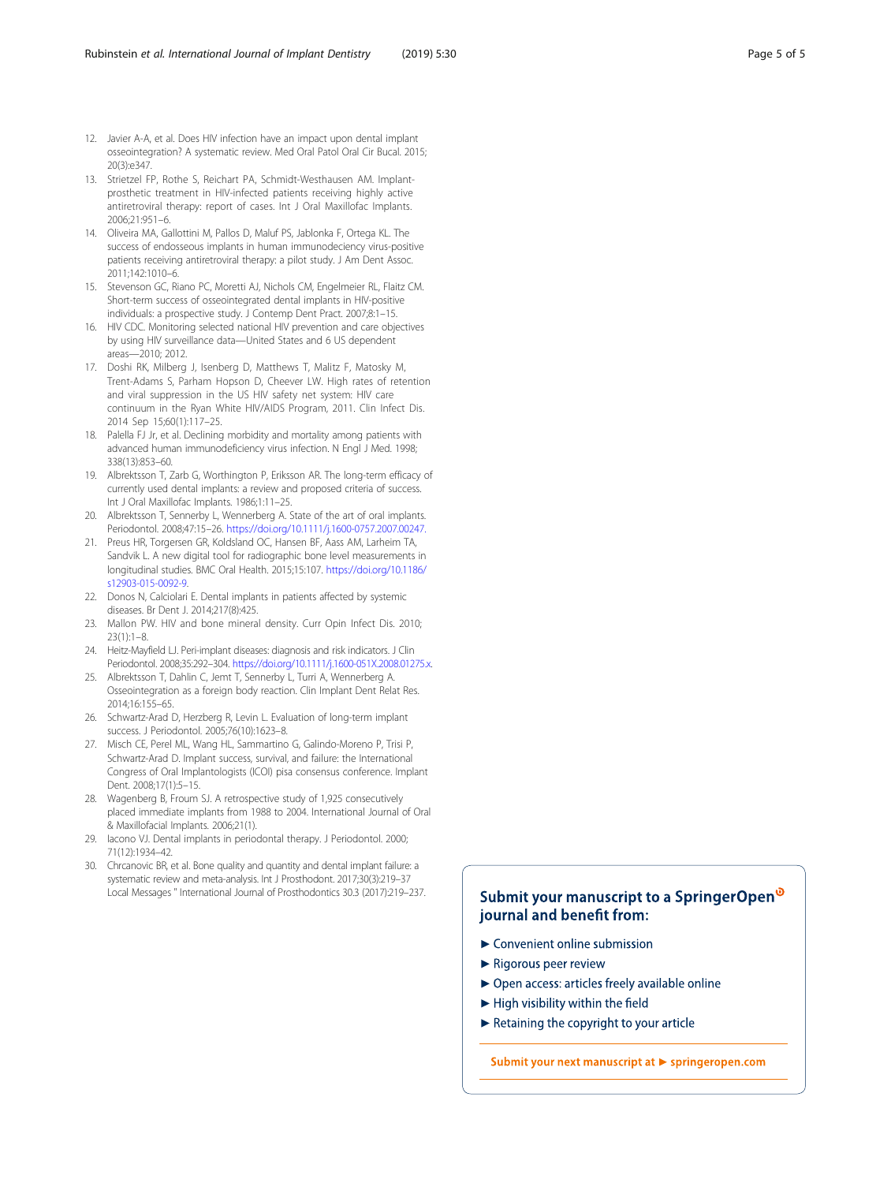12. Javier A-A, et al. Does HIV infection have an impact upon dental implant osseointegration? A systematic review. Med Oral Patol Oral Cir Bucal. 2015; 20(3):e347.
13. Strietzel FP, Rothe S, Reichart PA, Schmidt-Westhausen AM. Implant-prosthetic treatment in HIV-infected patients receiving highly active antiretroviral therapy: report of cases. Int J Oral Maxillofac Implants. 2006;21:951–6.
14. Oliveira MA, Gallottini M, Pallos D, Maluf PS, Jablonka F, Ortega KL. The success of endosseous implants in human immunodeciency virus-positive patients receiving antiretroviral therapy: a pilot study. J Am Dent Assoc. 2011;142:1010–6.
15. Stevenson GC, Riano PC, Moretti AJ, Nichols CM, Engelmeier RL, Flaitz CM. Short-term success of osseointegrated dental implants in HIV-positive individuals: a prospective study. J Contemp Dent Pract. 2007;8:1–15.
16. HIV CDC. Monitoring selected national HIV prevention and care objectives by using HIV surveillance data—United States and 6 US dependent areas—2010; 2012.
17. Doshi RK, Milberg J, Isenberg D, Matthews T, Malitz F, Matosky M, Trent-Adams S, Parham Hopson D, Cheever LW. High rates of retention and viral suppression in the US HIV safety net system: HIV care continuum in the Ryan White HIV/AIDS Program, 2011. Clin Infect Dis. 2014 Sep 15;60(1):117–25.
18. Palella FJ Jr, et al. Declining morbidity and mortality among patients with advanced human immunodeficiency virus infection. N Engl J Med. 1998; 338(13):853–60.
19. Albrektsson T, Zarb G, Worthington P, Eriksson AR. The long-term efficacy of currently used dental implants: a review and proposed criteria of success. Int J Oral Maxillofac Implants. 1986;1:11–25.
20. Albrektsson T, Sennerby L, Wennerberg A. State of the art of oral implants. Periodontol. 2008;47:15–26. https://doi.org/10.1111/j.1600-0757.2007.00247.
21. Preus HR, Torgersen GR, Koldsland OC, Hansen BF, Aass AM, Larheim TA, Sandvik L. A new digital tool for radiographic bone level measurements in longitudinal studies. BMC Oral Health. 2015;15:107. https://doi.org/10.1186/s12903-015-0092-9.
22. Donos N, Calciolari E. Dental implants in patients affected by systemic diseases. Br Dent J. 2014;217(8):425.
23. Mallon PW. HIV and bone mineral density. Curr Opin Infect Dis. 2010; 23(1):1–8.
24. Heitz-Mayfield LJ. Peri-implant diseases: diagnosis and risk indicators. J Clin Periodontol. 2008;35:292–304. https://doi.org/10.1111/j.1600-051X.2008.01275.x.
25. Albrektsson T, Dahlin C, Jemt T, Sennerby L, Turri A, Wennerberg A. Osseointegration as a foreign body reaction. Clin Implant Dent Relat Res. 2014;16:155–65.
26. Schwartz-Arad D, Herzberg R, Levin L. Evaluation of long-term implant success. J Periodontol. 2005;76(10):1623–8.
27. Misch CE, Perel ML, Wang HL, Sammartino G, Galindo-Moreno P, Trisi P, Schwartz-Arad D. Implant success, survival, and failure: the International Congress of Oral Implantologists (ICOI) pisa consensus conference. Implant Dent. 2008;17(1):5–15.
28. Wagenberg B, Froum SJ. A retrospective study of 1,925 consecutively placed immediate implants from 1988 to 2004. International Journal of Oral & Maxillofacial Implants. 2006;21(1).
29. Iacono VJ. Dental implants in periodontal therapy. J Periodontol. 2000; 71(12):1934–42.
30. Chrcanovic BR, et al. Bone quality and quantity and dental implant failure: a systematic review and meta-analysis. Int J Prosthodont. 2017;30(3):219–37 Local Messages " International Journal of Prosthodontics 30.3 (2017):219–237.

**Submit your manuscript to a SpringerOpen journal and benefit from:**

- ► Convenient online submission
- ► Rigorous peer review
- ► Open access: articles freely available online
- ► High visibility within the field
- ► Retaining the copyright to your article

**Submit your next manuscript at ► springeropen.com**